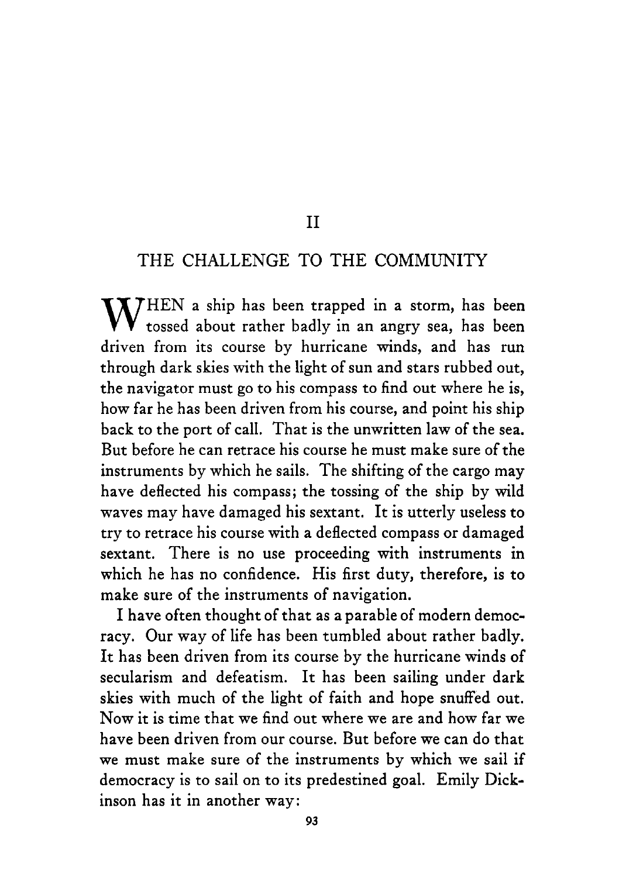# II

# THE CHALLENGE TO THE COMMUNITY

WHEN a ship has been trapped in a storm, has been tossed about rather badly in an angry sea, has been driven from its course by hurricane winds, and has run through dark skies with the light of sun and stars rubbed out, the navigator must go to his compass to find out where he is, how far he has been driven from his course, and point his ship back to the port of call. That is the unwritten law of the sea. But before he can retrace his course he must make sure of the instruments by which he sails. The shifting of the cargo may have deflected his compass; the tossing of the ship by wild waves may have damaged his sextant. It is utterly useless to try to retrace his course with a deflected compass or damaged sextant. There is no use proceeding with instruments in which he has no confidence. His first duty, therefore, is to make sure of the instruments of navigation.

I have often thought of that as a parable of modern democracy. Our way of life has been tumbled about rather badly. It has been driven from its course by the hurricane winds of secularism and defeatism. It has been sailing under dark skies with much of the light of faith and hope snuffed out. Now it is time that we find out where we are and how far we have been driven from our course. But before we can do that we must make sure of the instruments by which we sail if democracy is to sail on to its predestined goal. Emily Dickinson has it in another way: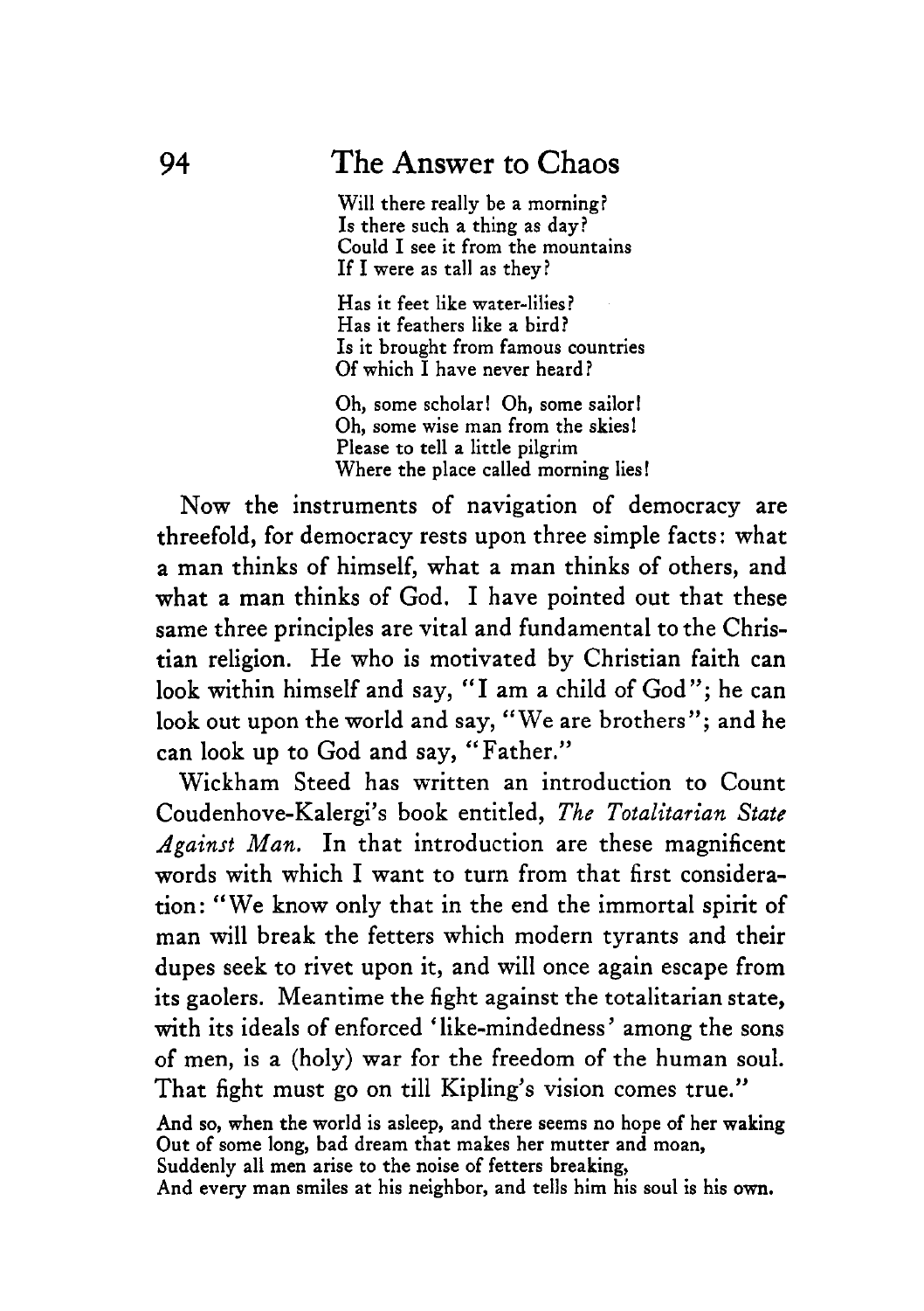Will there really be a morning?  
Is there such a thing as day?  
Could I see it from the mountains  
If I were as tall as they?

Has it feet like water-lilies?  
Has it feathers like a bird?  
Is it brought from famous countries  
Of which I have never heard?

Oh, some scholar! Oh, some sailor!  
Oh, some wise man from the skies!  
Please to tell a little pilgrim  
Where the place called morning lies!

Now the instruments of navigation of democracy are threefold, for democracy rests upon three simple facts: what a man thinks of himself, what a man thinks of others, and what a man thinks of God. I have pointed out that these same three principles are vital and fundamental to the Christian religion. He who is motivated by Christian faith can look within himself and say, "I am a child of God"; he can look out upon the world and say, "We are brothers"; and he can look up to God and say, "Father."

Wickham Steed has written an introduction to Count Coudenhove-Kalergi's book entitled, *The Totalitarian State Against Man.* In that introduction are these magnificent words with which I want to turn from that first consideration: "We know only that in the end the immortal spirit of man will break the fetters which modern tyrants and their dupes seek to rivet upon it, and will once again escape from its gaolers. Meantime the fight against the totalitarian state, with its ideals of enforced 'like-mindedness' among the sons of men, is a (holy) war for the freedom of the human soul. That fight must go on till Kipling's vision comes true."

And so, when the world is asleep, and there seems no hope of her waking  
Out of some long, bad dream that makes her mutter and moan,  
Suddenly all men arise to the noise of fetters breaking,  
And every man smiles at his neighbor, and tells him his soul is his own.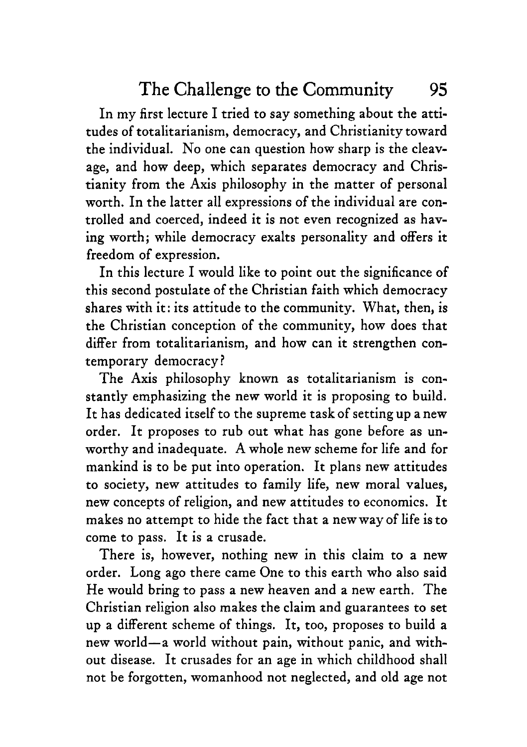In my first lecture I tried to say something about the attitudes of totalitarianism, democracy, and Christianity toward the individual. No one can question how sharp is the cleavage, and how deep, which separates democracy and Christianity from the Axis philosophy in the matter of personal worth. In the latter all expressions of the individual are controlled and coerced, indeed it is not even recognized as having worth; while democracy exalts personality and offers it freedom of expression.

In this lecture I would like to point out the significance of this second postulate of the Christian faith which democracy shares with it: its attitude to the community. What, then, is the Christian conception of the community, how does that differ from totalitarianism, and how can it strengthen contemporary democracy?

The Axis philosophy known as totalitarianism is constantly emphasizing the new world it is proposing to build. It has dedicated itself to the supreme task of setting up a new order. It proposes to rub out what has gone before as unworthy and inadequate. A whole new scheme for life and for mankind is to be put into operation. It plans new attitudes to society, new attitudes to family life, new moral values, new concepts of religion, and new attitudes to economics. It makes no attempt to hide the fact that a new way of life is to come to pass. It is a crusade.

There is, however, nothing new in this claim to a new order. Long ago there came One to this earth who also said He would bring to pass a new heaven and a new earth. The Christian religion also makes the claim and guarantees to set up a different scheme of things. It, too, proposes to build a new world—a world without pain, without panic, and without disease. It crusades for an age in which childhood shall not be forgotten, womanhood not neglected, and old age not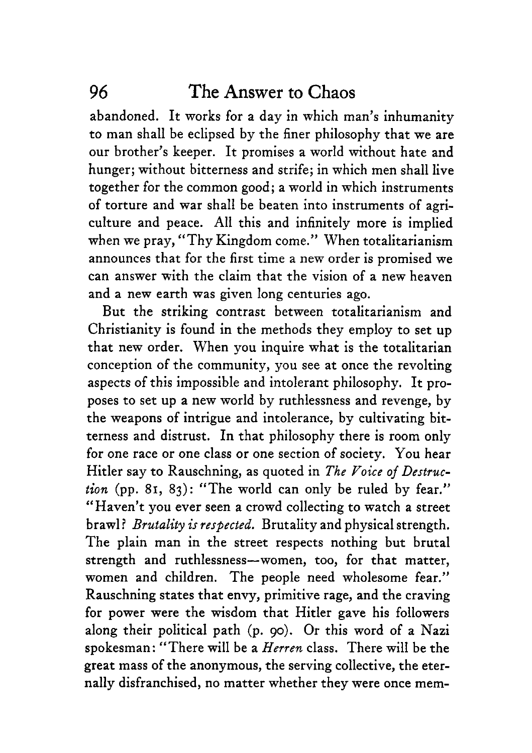abandoned. It works for a day in which man's inhumanity to man shall be eclipsed by the finer philosophy that we are our brother's keeper. It promises a world without hate and hunger; without bitterness and strife; in which men shall live together for the common good; a world in which instruments of torture and war shall be beaten into instruments of agriculture and peace. All this and infinitely more is implied when we pray, "Thy Kingdom come." When totalitarianism announces that for the first time a new order is promised we can answer with the claim that the vision of a new heaven and a new earth was given long centuries ago.

But the striking contrast between totalitarianism and Christianity is found in the methods they employ to set up that new order. When you inquire what is the totalitarian conception of the community, you see at once the revolting aspects of this impossible and intolerant philosophy. It proposes to set up a new world by ruthlessness and revenge, by the weapons of intrigue and intolerance, by cultivating bitterness and distrust. In that philosophy there is room only for one race or one class or one section of society. You hear Hitler say to Rauschning, as quoted in *The Voice of Destruction* (pp. 81, 83): "The world can only be ruled by fear." "Haven't you ever seen a crowd collecting to watch a street brawl? *Brutality is respected.* Brutality and physical strength. The plain man in the street respects nothing but brutal strength and ruthlessness—women, too, for that matter, women and children. The people need wholesome fear." Rauschning states that envy, primitive rage, and the craving for power were the wisdom that Hitler gave his followers along their political path (p. 90). Or this word of a Nazi spokesman: "There will be a *Herren* class. There will be the great mass of the anonymous, the serving collective, the eternally disfranchised, no matter whether they were once mem-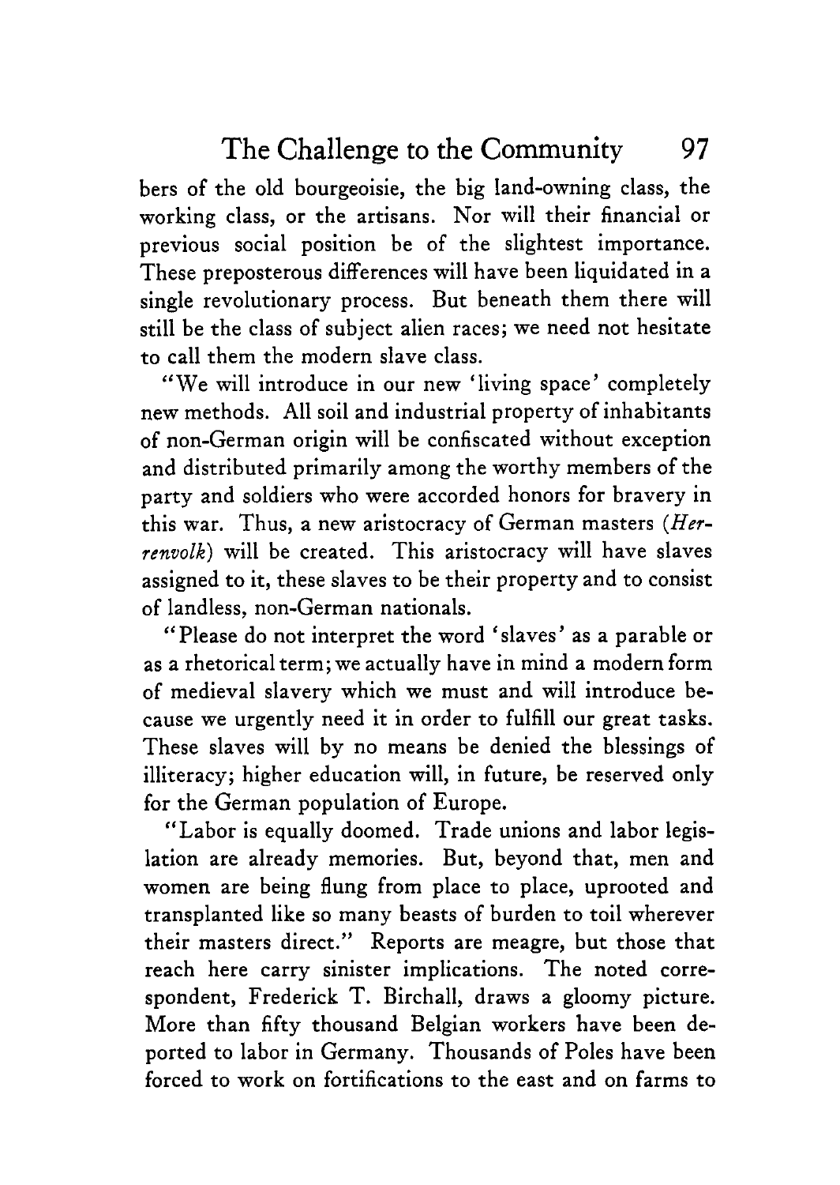bers of the old bourgeoisie, the big land-owning class, the working class, or the artisans. Nor will their financial or previous social position be of the slightest importance. These preposterous differences will have been liquidated in a single revolutionary process. But beneath them there will still be the class of subject alien races; we need not hesitate to call them the modern slave class.

"We will introduce in our new 'living space' completely new methods. All soil and industrial property of inhabitants of non-German origin will be confiscated without exception and distributed primarily among the worthy members of the party and soldiers who were accorded honors for bravery in this war. Thus, a new aristocracy of German masters (*Herrenvolk*) will be created. This aristocracy will have slaves assigned to it, these slaves to be their property and to consist of landless, non-German nationals.

"Please do not interpret the word 'slaves' as a parable or as a rhetorical term; we actually have in mind a modern form of medieval slavery which we must and will introduce because we urgently need it in order to fulfill our great tasks. These slaves will by no means be denied the blessings of illiteracy; higher education will, in future, be reserved only for the German population of Europe.

"Labor is equally doomed. Trade unions and labor legislation are already memories. But, beyond that, men and women are being flung from place to place, uprooted and transplanted like so many beasts of burden to toil wherever their masters direct." Reports are meagre, but those that reach here carry sinister implications. The noted correspondent, Frederick T. Birchall, draws a gloomy picture. More than fifty thousand Belgian workers have been deported to labor in Germany. Thousands of Poles have been forced to work on fortifications to the east and on farms to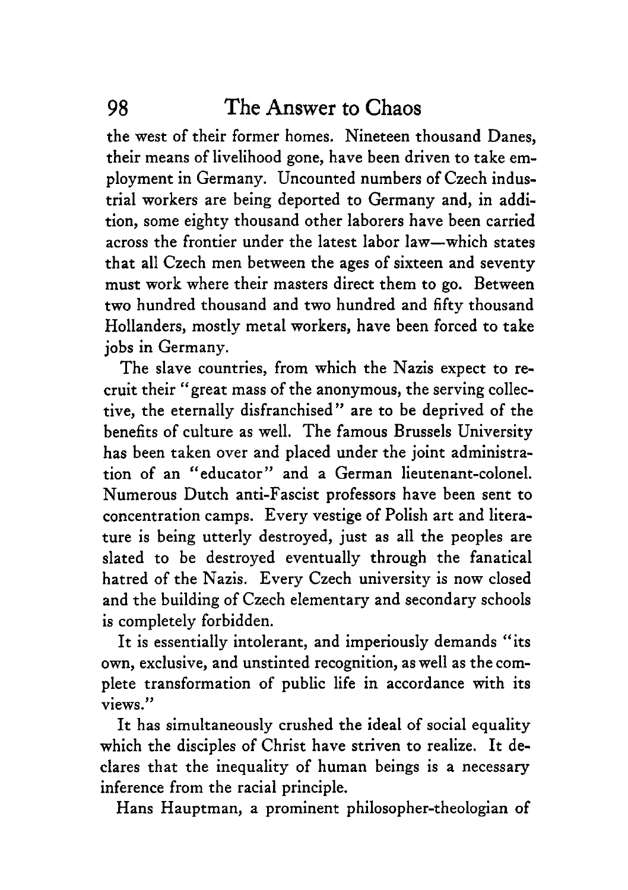the west of their former homes. Nineteen thousand Danes, their means of livelihood gone, have been driven to take employment in Germany. Uncounted numbers of Czech industrial workers are being deported to Germany and, in addition, some eighty thousand other laborers have been carried across the frontier under the latest labor law—which states that all Czech men between the ages of sixteen and seventy must work where their masters direct them to go. Between two hundred thousand and two hundred and fifty thousand Hollanders, mostly metal workers, have been forced to take jobs in Germany.

The slave countries, from which the Nazis expect to recruit their "great mass of the anonymous, the serving collective, the eternally disfranchised" are to be deprived of the benefits of culture as well. The famous Brussels University has been taken over and placed under the joint administration of an "educator" and a German lieutenant-colonel. Numerous Dutch anti-Fascist professors have been sent to concentration camps. Every vestige of Polish art and literature is being utterly destroyed, just as all the peoples are slated to be destroyed eventually through the fanatical hatred of the Nazis. Every Czech university is now closed and the building of Czech elementary and secondary schools is completely forbidden.

It is essentially intolerant, and imperiously demands "its own, exclusive, and unstinted recognition, as well as the complete transformation of public life in accordance with its views."

It has simultaneously crushed the ideal of social equality which the disciples of Christ have striven to realize. It declares that the inequality of human beings is a necessary inference from the racial principle.

Hans Hauptman, a prominent philosopher-theologian of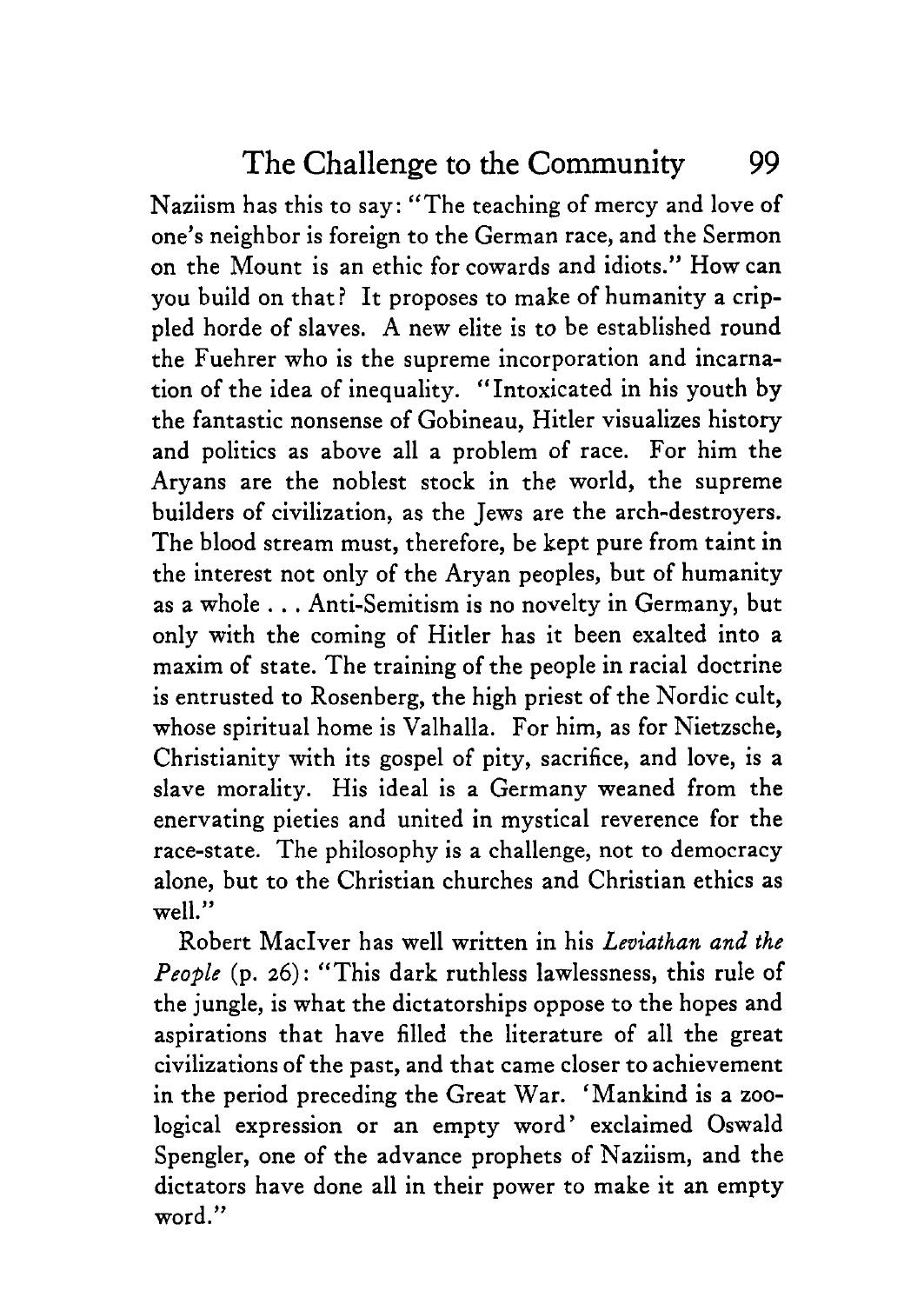Naziism has this to say: "The teaching of mercy and love of one's neighbor is foreign to the German race, and the Sermon on the Mount is an ethic for cowards and idiots." How can you build on that? It proposes to make of humanity a crippled horde of slaves. A new elite is to be established round the Fuehrer who is the supreme incorporation and incarnation of the idea of inequality. "Intoxicated in his youth by the fantastic nonsense of Gobineau, Hitler visualizes history and politics as above all a problem of race. For him the Aryans are the noblest stock in the world, the supreme builders of civilization, as the Jews are the arch-destroyers. The blood stream must, therefore, be kept pure from taint in the interest not only of the Aryan peoples, but of humanity as a whole . . . Anti-Semitism is no novelty in Germany, but only with the coming of Hitler has it been exalted into a maxim of state. The training of the people in racial doctrine is entrusted to Rosenberg, the high priest of the Nordic cult, whose spiritual home is Valhalla. For him, as for Nietzsche, Christianity with its gospel of pity, sacrifice, and love, is a slave morality. His ideal is a Germany weaned from the enervating pieties and united in mystical reverence for the race-state. The philosophy is a challenge, not to democracy alone, but to the Christian churches and Christian ethics as well."

Robert MacIver has well written in his *Leviathan and the People* (p. 26): "This dark ruthless lawlessness, this rule of the jungle, is what the dictatorships oppose to the hopes and aspirations that have filled the literature of all the great civilizations of the past, and that came closer to achievement in the period preceding the Great War. 'Mankind is a zoological expression or an empty word' exclaimed Oswald Spengler, one of the advance prophets of Naziism, and the dictators have done all in their power to make it an empty word."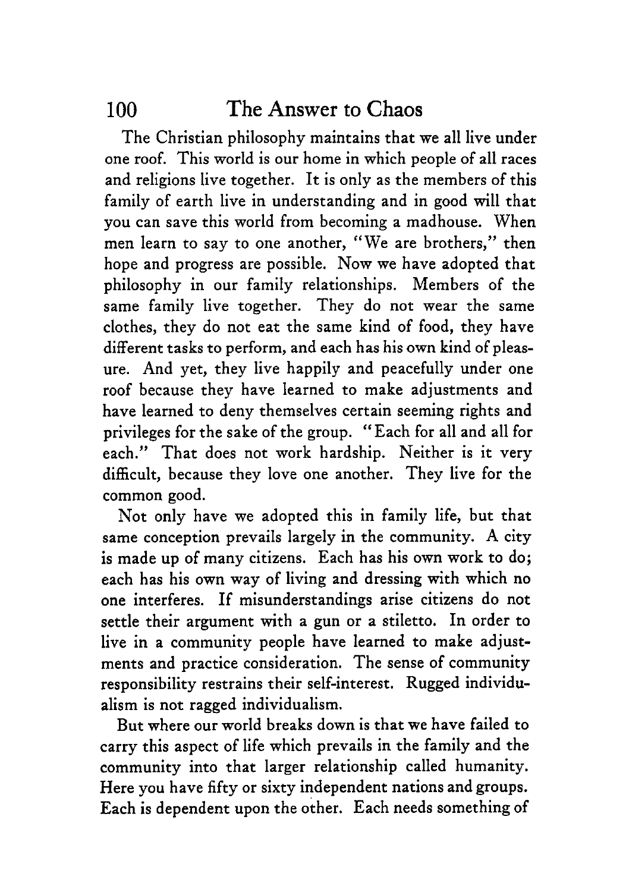The Christian philosophy maintains that we all live under one roof. This world is our home in which people of all races and religions live together. It is only as the members of this family of earth live in understanding and in good will that you can save this world from becoming a madhouse. When men learn to say to one another, "We are brothers," then hope and progress are possible. Now we have adopted that philosophy in our family relationships. Members of the same family live together. They do not wear the same clothes, they do not eat the same kind of food, they have different tasks to perform, and each has his own kind of pleasure. And yet, they live happily and peacefully under one roof because they have learned to make adjustments and have learned to deny themselves certain seeming rights and privileges for the sake of the group. "Each for all and all for each." That does not work hardship. Neither is it very difficult, because they love one another. They live for the common good.

Not only have we adopted this in family life, but that same conception prevails largely in the community. A city is made up of many citizens. Each has his own work to do; each has his own way of living and dressing with which no one interferes. If misunderstandings arise citizens do not settle their argument with a gun or a stiletto. In order to live in a community people have learned to make adjustments and practice consideration. The sense of community responsibility restrains their self-interest. Rugged individualism is not ragged individualism.

But where our world breaks down is that we have failed to carry this aspect of life which prevails in the family and the community into that larger relationship called humanity. Here you have fifty or sixty independent nations and groups. Each is dependent upon the other. Each needs something of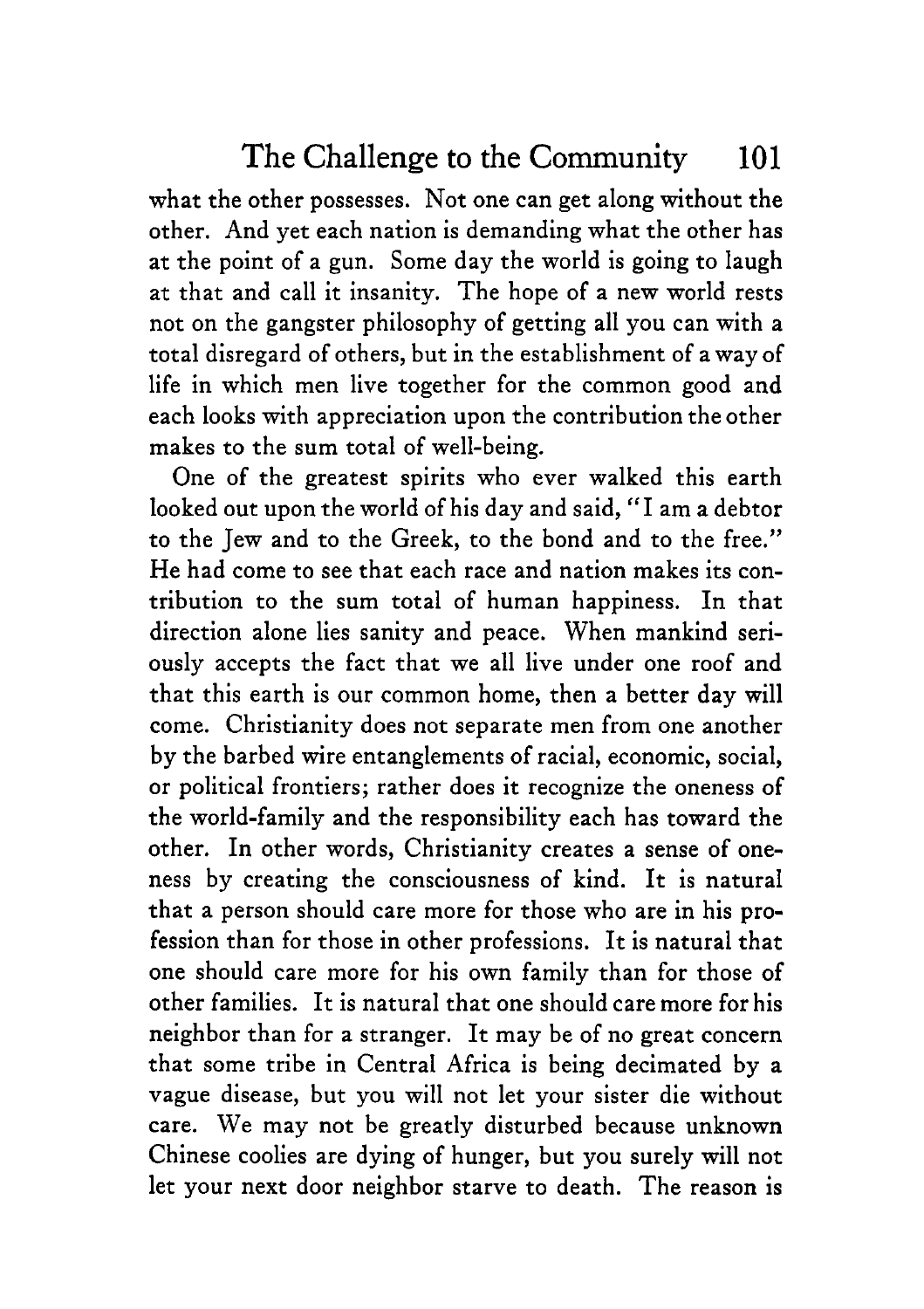what the other possesses. Not one can get along without the other. And yet each nation is demanding what the other has at the point of a gun. Some day the world is going to laugh at that and call it insanity. The hope of a new world rests not on the gangster philosophy of getting all you can with a total disregard of others, but in the establishment of a way of life in which men live together for the common good and each looks with appreciation upon the contribution the other makes to the sum total of well-being.

One of the greatest spirits who ever walked this earth looked out upon the world of his day and said, "I am a debtor to the Jew and to the Greek, to the bond and to the free." He had come to see that each race and nation makes its contribution to the sum total of human happiness. In that direction alone lies sanity and peace. When mankind seriously accepts the fact that we all live under one roof and that this earth is our common home, then a better day will come. Christianity does not separate men from one another by the barbed wire entanglements of racial, economic, social, or political frontiers; rather does it recognize the oneness of the world-family and the responsibility each has toward the other. In other words, Christianity creates a sense of oneness by creating the consciousness of kind. It is natural that a person should care more for those who are in his profession than for those in other professions. It is natural that one should care more for his own family than for those of other families. It is natural that one should care more for his neighbor than for a stranger. It may be of no great concern that some tribe in Central Africa is being decimated by a vague disease, but you will not let your sister die without care. We may not be greatly disturbed because unknown Chinese coolies are dying of hunger, but you surely will not let your next door neighbor starve to death. The reason is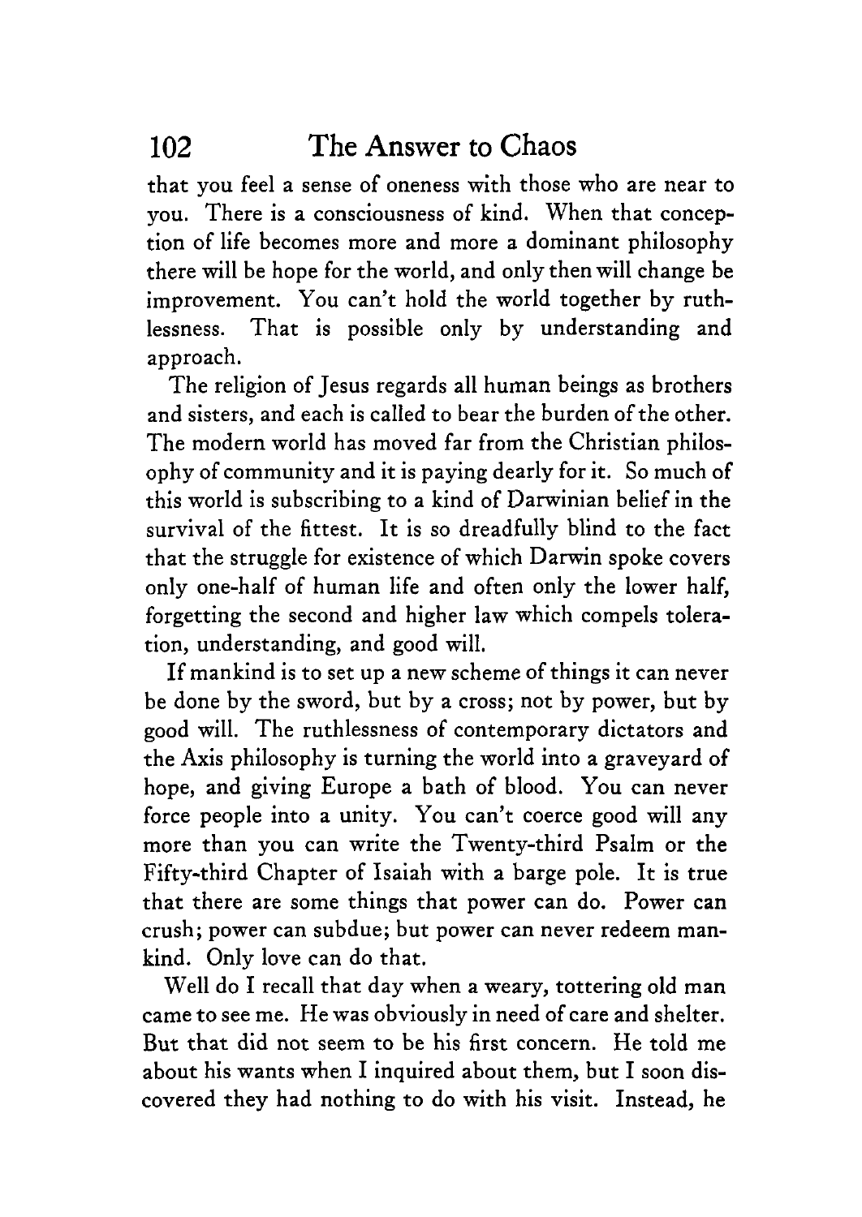that you feel a sense of oneness with those who are near to you. There is a consciousness of kind. When that conception of life becomes more and more a dominant philosophy there will be hope for the world, and only then will change be improvement. You can't hold the world together by ruthlessness. That is possible only by understanding and approach.

The religion of Jesus regards all human beings as brothers and sisters, and each is called to bear the burden of the other. The modern world has moved far from the Christian philosophy of community and it is paying dearly for it. So much of this world is subscribing to a kind of Darwinian belief in the survival of the fittest. It is so dreadfully blind to the fact that the struggle for existence of which Darwin spoke covers only one-half of human life and often only the lower half, forgetting the second and higher law which compels toleration, understanding, and good will.

If mankind is to set up a new scheme of things it can never be done by the sword, but by a cross; not by power, but by good will. The ruthlessness of contemporary dictators and the Axis philosophy is turning the world into a graveyard of hope, and giving Europe a bath of blood. You can never force people into a unity. You can't coerce good will any more than you can write the Twenty-third Psalm or the Fifty-third Chapter of Isaiah with a barge pole. It is true that there are some things that power can do. Power can crush; power can subdue; but power can never redeem mankind. Only love can do that.

Well do I recall that day when a weary, tottering old man came to see me. He was obviously in need of care and shelter. But that did not seem to be his first concern. He told me about his wants when I inquired about them, but I soon discovered they had nothing to do with his visit. Instead, he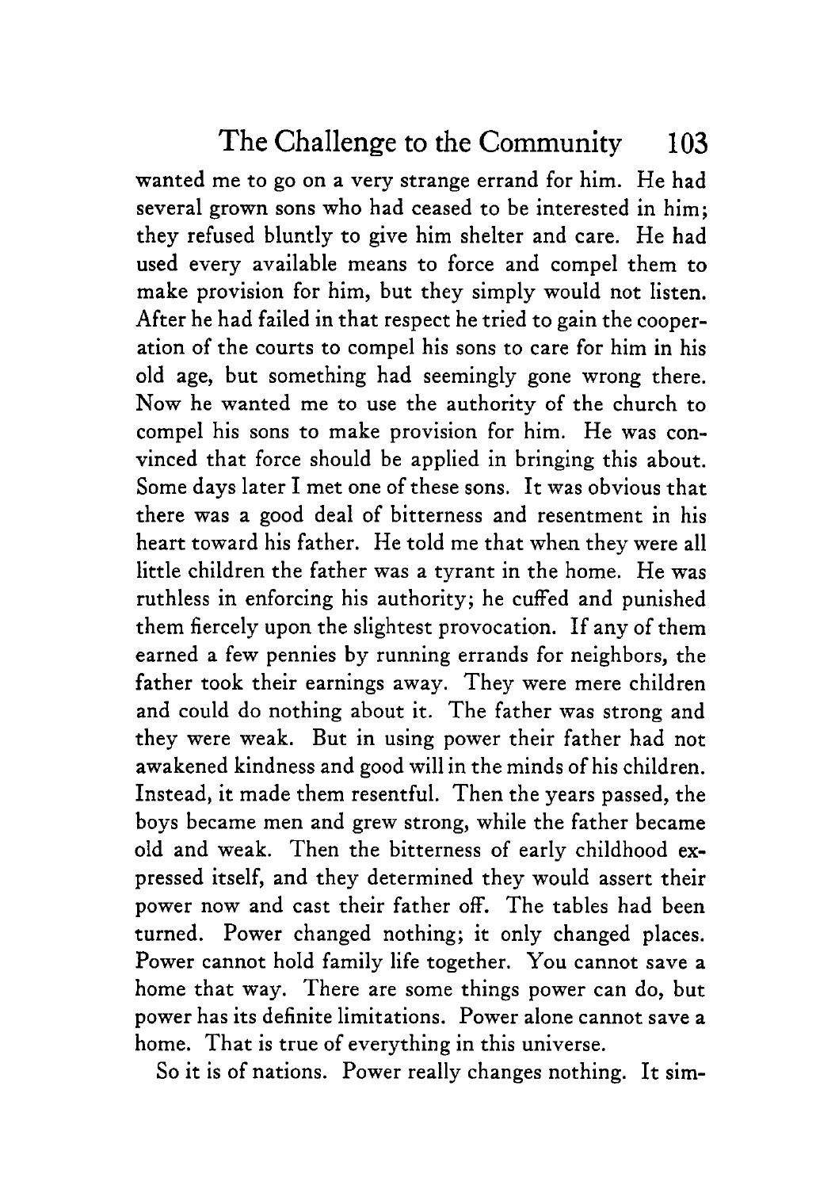wanted me to go on a very strange errand for him. He had several grown sons who had ceased to be interested in him; they refused bluntly to give him shelter and care. He had used every available means to force and compel them to make provision for him, but they simply would not listen. After he had failed in that respect he tried to gain the cooperation of the courts to compel his sons to care for him in his old age, but something had seemingly gone wrong there. Now he wanted me to use the authority of the church to compel his sons to make provision for him. He was convinced that force should be applied in bringing this about. Some days later I met one of these sons. It was obvious that there was a good deal of bitterness and resentment in his heart toward his father. He told me that when they were all little children the father was a tyrant in the home. He was ruthless in enforcing his authority; he cuffed and punished them fiercely upon the slightest provocation. If any of them earned a few pennies by running errands for neighbors, the father took their earnings away. They were mere children and could do nothing about it. The father was strong and they were weak. But in using power their father had not awakened kindness and good will in the minds of his children. Instead, it made them resentful. Then the years passed, the boys became men and grew strong, while the father became old and weak. Then the bitterness of early childhood expressed itself, and they determined they would assert their power now and cast their father off. The tables had been turned. Power changed nothing; it only changed places. Power cannot hold family life together. You cannot save a home that way. There are some things power can do, but power has its definite limitations. Power alone cannot save a home. That is true of everything in this universe.

So it is of nations. Power really changes nothing. It sim-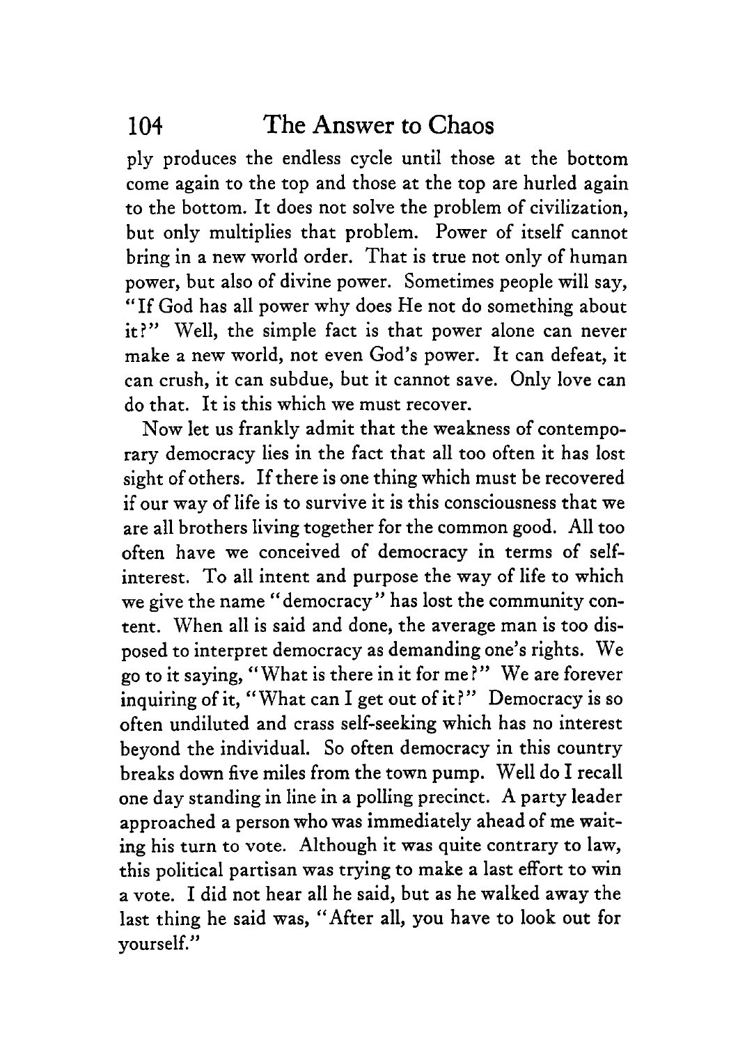ply produces the endless cycle until those at the bottom come again to the top and those at the top are hurled again to the bottom. It does not solve the problem of civilization, but only multiplies that problem. Power of itself cannot bring in a new world order. That is true not only of human power, but also of divine power. Sometimes people will say, "If God has all power why does He not do something about it?" Well, the simple fact is that power alone can never make a new world, not even God's power. It can defeat, it can crush, it can subdue, but it cannot save. Only love can do that. It is this which we must recover.

Now let us frankly admit that the weakness of contemporary democracy lies in the fact that all too often it has lost sight of others. If there is one thing which must be recovered if our way of life is to survive it is this consciousness that we are all brothers living together for the common good. All too often have we conceived of democracy in terms of self-interest. To all intent and purpose the way of life to which we give the name "democracy" has lost the community content. When all is said and done, the average man is too disposed to interpret democracy as demanding one's rights. We go to it saying, "What is there in it for me?" We are forever inquiring of it, "What can I get out of it?" Democracy is so often undiluted and crass self-seeking which has no interest beyond the individual. So often democracy in this country breaks down five miles from the town pump. Well do I recall one day standing in line in a polling precinct. A party leader approached a person who was immediately ahead of me waiting his turn to vote. Although it was quite contrary to law, this political partisan was trying to make a last effort to win a vote. I did not hear all he said, but as he walked away the last thing he said was, "After all, you have to look out for yourself."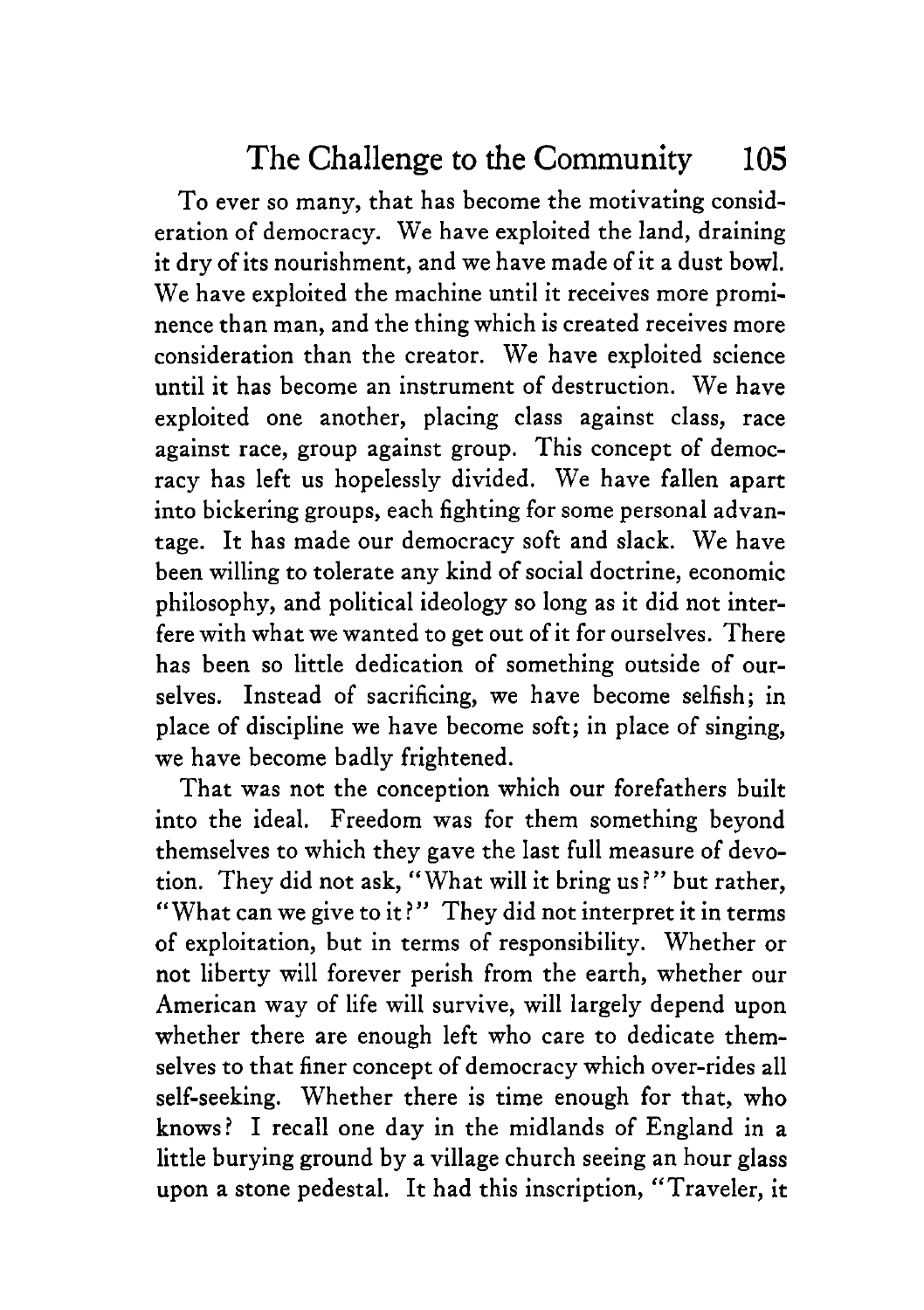To ever so many, that has become the motivating consideration of democracy. We have exploited the land, draining it dry of its nourishment, and we have made of it a dust bowl. We have exploited the machine until it receives more prominence than man, and the thing which is created receives more consideration than the creator. We have exploited science until it has become an instrument of destruction. We have exploited one another, placing class against class, race against race, group against group. This concept of democracy has left us hopelessly divided. We have fallen apart into bickering groups, each fighting for some personal advantage. It has made our democracy soft and slack. We have been willing to tolerate any kind of social doctrine, economic philosophy, and political ideology so long as it did not interfere with what we wanted to get out of it for ourselves. There has been so little dedication of something outside of ourselves. Instead of sacrificing, we have become selfish; in place of discipline we have become soft; in place of singing, we have become badly frightened.

That was not the conception which our forefathers built into the ideal. Freedom was for them something beyond themselves to which they gave the last full measure of devotion. They did not ask, "What will it bring us?" but rather, "What can we give to it?" They did not interpret it in terms of exploitation, but in terms of responsibility. Whether or not liberty will forever perish from the earth, whether our American way of life will survive, will largely depend upon whether there are enough left who care to dedicate themselves to that finer concept of democracy which over-rides all self-seeking. Whether there is time enough for that, who knows? I recall one day in the midlands of England in a little burying ground by a village church seeing an hour glass upon a stone pedestal. It had this inscription, "Traveler, it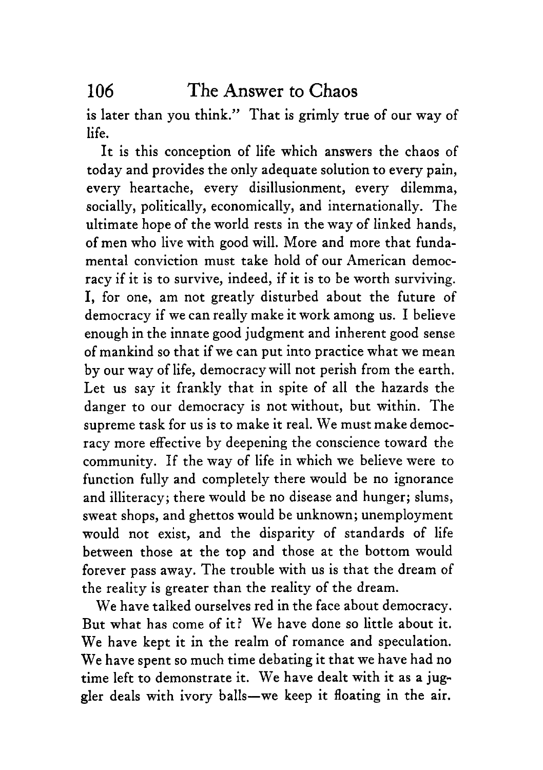is later than you think." That is grimly true of our way of life.

It is this conception of life which answers the chaos of today and provides the only adequate solution to every pain, every heartache, every disillusionment, every dilemma, socially, politically, economically, and internationally. The ultimate hope of the world rests in the way of linked hands, of men who live with good will. More and more that fundamental conviction must take hold of our American democracy if it is to survive, indeed, if it is to be worth surviving. I, for one, am not greatly disturbed about the future of democracy if we can really make it work among us. I believe enough in the innate good judgment and inherent good sense of mankind so that if we can put into practice what we mean by our way of life, democracy will not perish from the earth. Let us say it frankly that in spite of all the hazards the danger to our democracy is not without, but within. The supreme task for us is to make it real. We must make democracy more effective by deepening the conscience toward the community. If the way of life in which we believe were to function fully and completely there would be no ignorance and illiteracy; there would be no disease and hunger; slums, sweat shops, and ghettos would be unknown; unemployment would not exist, and the disparity of standards of life between those at the top and those at the bottom would forever pass away. The trouble with us is that the dream of the reality is greater than the reality of the dream.

We have talked ourselves red in the face about democracy. But what has come of it? We have done so little about it. We have kept it in the realm of romance and speculation. We have spent so much time debating it that we have had no time left to demonstrate it. We have dealt with it as a juggler deals with ivory balls—we keep it floating in the air.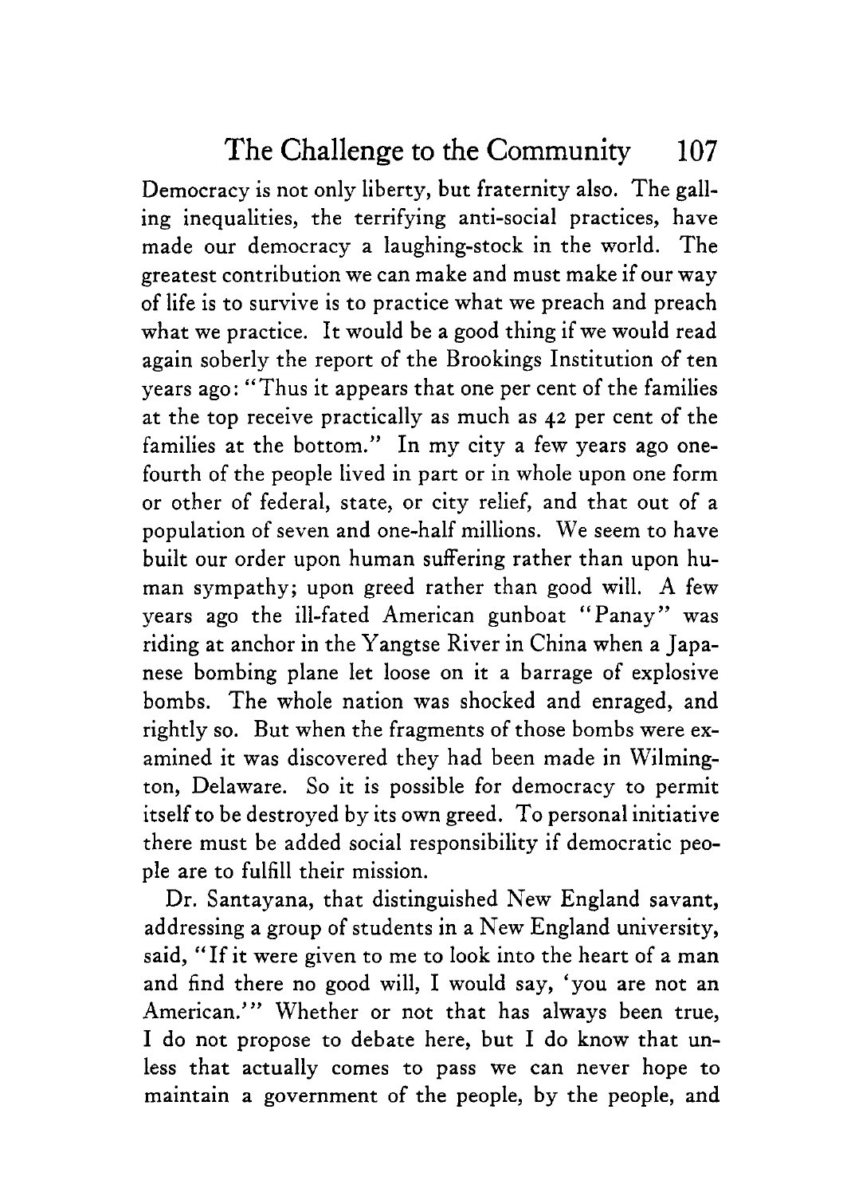Democracy is not only liberty, but fraternity also. The galling inequalities, the terrifying anti-social practices, have made our democracy a laughing-stock in the world. The greatest contribution we can make and must make if our way of life is to survive is to practice what we preach and preach what we practice. It would be a good thing if we would read again soberly the report of the Brookings Institution of ten years ago: "Thus it appears that one per cent of the families at the top receive practically as much as 42 per cent of the families at the bottom." In my city a few years ago one-fourth of the people lived in part or in whole upon one form or other of federal, state, or city relief, and that out of a population of seven and one-half millions. We seem to have built our order upon human suffering rather than upon human sympathy; upon greed rather than good will. A few years ago the ill-fated American gunboat "Panay" was riding at anchor in the Yangtse River in China when a Japanese bombing plane let loose on it a barrage of explosive bombs. The whole nation was shocked and enraged, and rightly so. But when the fragments of those bombs were examined it was discovered they had been made in Wilmington, Delaware. So it is possible for democracy to permit itself to be destroyed by its own greed. To personal initiative there must be added social responsibility if democratic people are to fulfill their mission.

Dr. Santayana, that distinguished New England savant, addressing a group of students in a New England university, said, "If it were given to me to look into the heart of a man and find there no good will, I would say, 'you are not an American.'" Whether or not that has always been true, I do not propose to debate here, but I do know that unless that actually comes to pass we can never hope to maintain a government of the people, by the people, and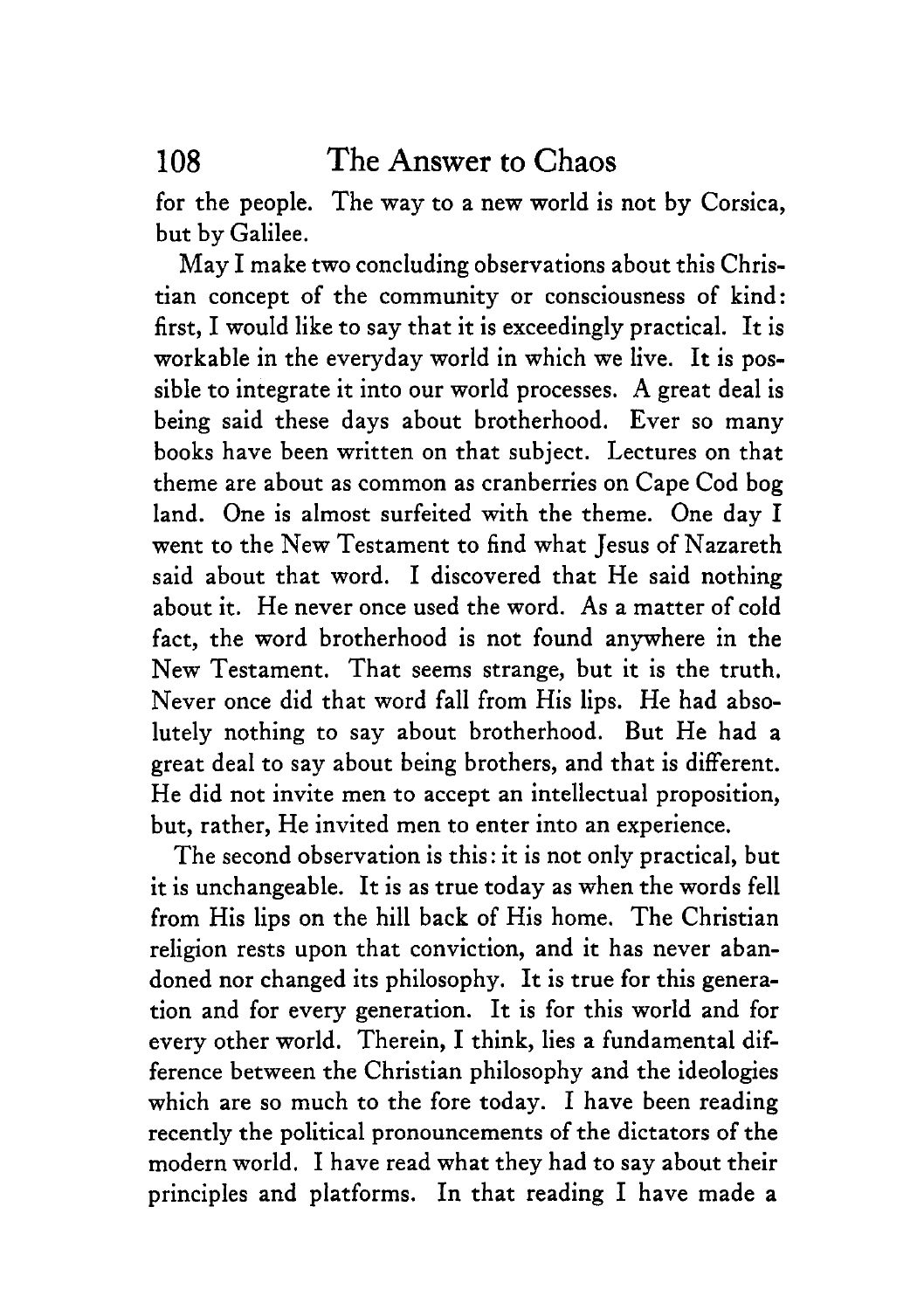for the people. The way to a new world is not by Corsica, but by Galilee.

May I make two concluding observations about this Christian concept of the community or consciousness of kind: first, I would like to say that it is exceedingly practical. It is workable in the everyday world in which we live. It is possible to integrate it into our world processes. A great deal is being said these days about brotherhood. Ever so many books have been written on that subject. Lectures on that theme are about as common as cranberries on Cape Cod bog land. One is almost surfeited with the theme. One day I went to the New Testament to find what Jesus of Nazareth said about that word. I discovered that He said nothing about it. He never once used the word. As a matter of cold fact, the word brotherhood is not found anywhere in the New Testament. That seems strange, but it is the truth. Never once did that word fall from His lips. He had absolutely nothing to say about brotherhood. But He had a great deal to say about being brothers, and that is different. He did not invite men to accept an intellectual proposition, but, rather, He invited men to enter into an experience.

The second observation is this: it is not only practical, but it is unchangeable. It is as true today as when the words fell from His lips on the hill back of His home. The Christian religion rests upon that conviction, and it has never abandoned nor changed its philosophy. It is true for this generation and for every generation. It is for this world and for every other world. Therein, I think, lies a fundamental difference between the Christian philosophy and the ideologies which are so much to the fore today. I have been reading recently the political pronouncements of the dictators of the modern world. I have read what they had to say about their principles and platforms. In that reading I have made a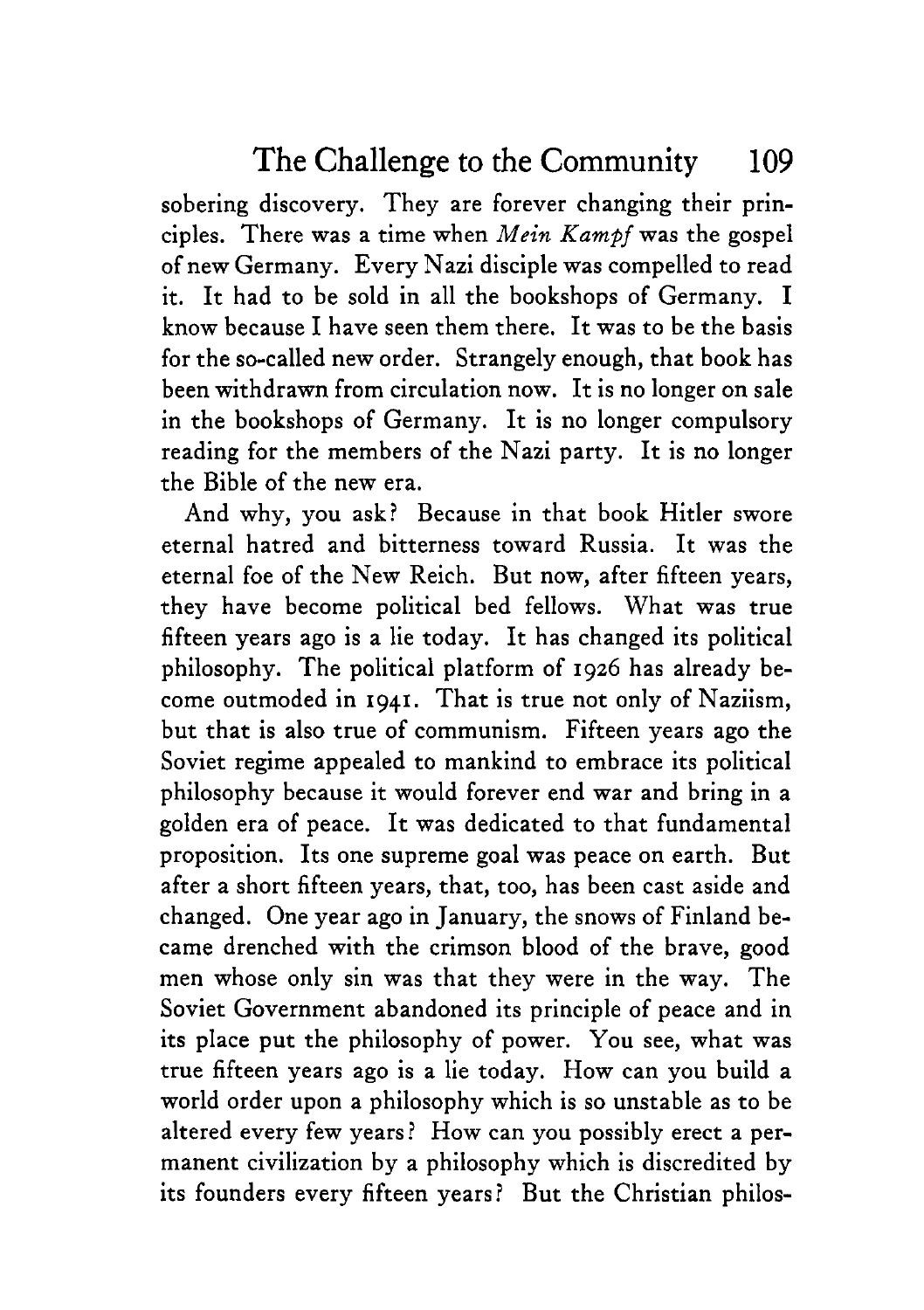sobering discovery. They are forever changing their principles. There was a time when *Mein Kampf* was the gospel of new Germany. Every Nazi disciple was compelled to read it. It had to be sold in all the bookshops of Germany. I know because I have seen them there. It was to be the basis for the so-called new order. Strangely enough, that book has been withdrawn from circulation now. It is no longer on sale in the bookshops of Germany. It is no longer compulsory reading for the members of the Nazi party. It is no longer the Bible of the new era.

And why, you ask? Because in that book Hitler swore eternal hatred and bitterness toward Russia. It was the eternal foe of the New Reich. But now, after fifteen years, they have become political bed fellows. What was true fifteen years ago is a lie today. It has changed its political philosophy. The political platform of 1926 has already become outmoded in 1941. That is true not only of Naziism, but that is also true of communism. Fifteen years ago the Soviet regime appealed to mankind to embrace its political philosophy because it would forever end war and bring in a golden era of peace. It was dedicated to that fundamental proposition. Its one supreme goal was peace on earth. But after a short fifteen years, that, too, has been cast aside and changed. One year ago in January, the snows of Finland became drenched with the crimson blood of the brave, good men whose only sin was that they were in the way. The Soviet Government abandoned its principle of peace and in its place put the philosophy of power. You see, what was true fifteen years ago is a lie today. How can you build a world order upon a philosophy which is so unstable as to be altered every few years? How can you possibly erect a permanent civilization by a philosophy which is discredited by its founders every fifteen years? But the Christian philos-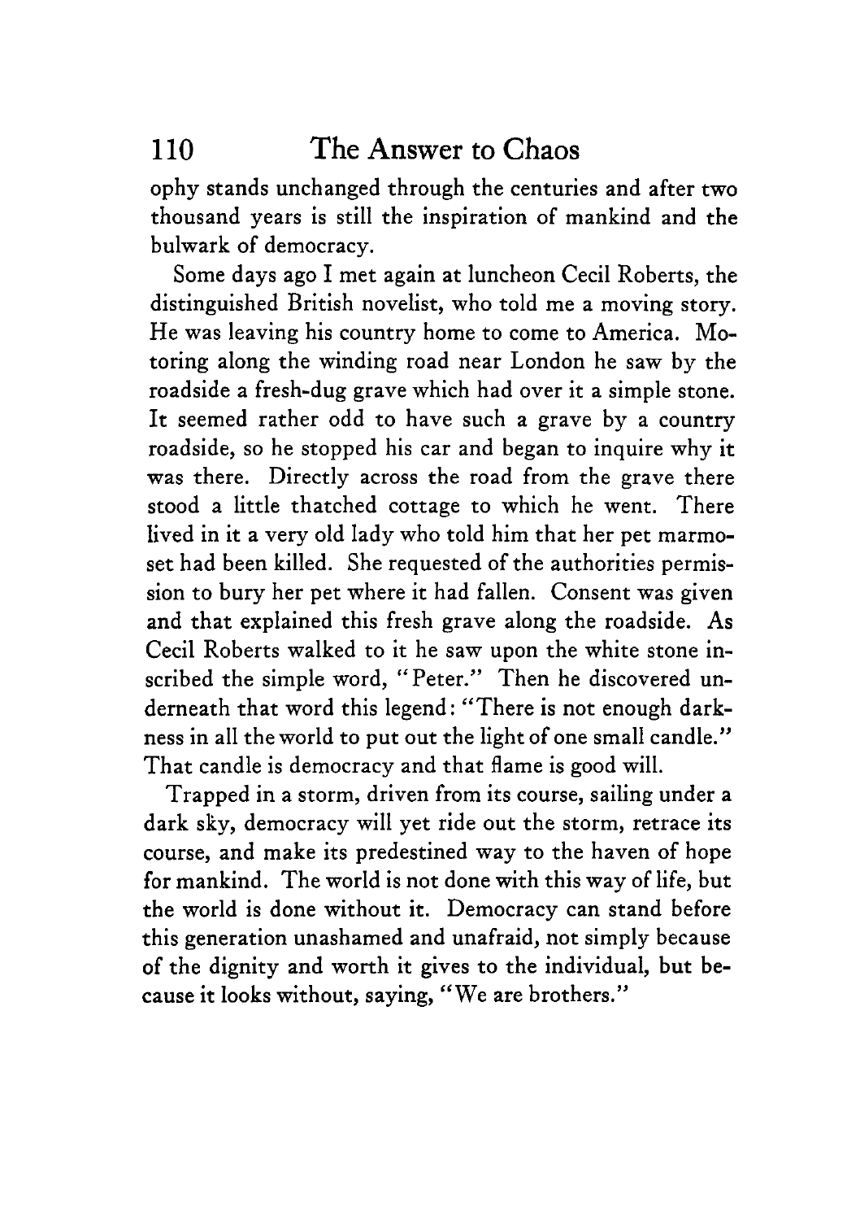ophy stands unchanged through the centuries and after two thousand years is still the inspiration of mankind and the bulwark of democracy.

Some days ago I met again at luncheon Cecil Roberts, the distinguished British novelist, who told me a moving story. He was leaving his country home to come to America. Motoring along the winding road near London he saw by the roadside a fresh-dug grave which had over it a simple stone. It seemed rather odd to have such a grave by a country roadside, so he stopped his car and began to inquire why it was there. Directly across the road from the grave there stood a little thatched cottage to which he went. There lived in it a very old lady who told him that her pet marmoset had been killed. She requested of the authorities permission to bury her pet where it had fallen. Consent was given and that explained this fresh grave along the roadside. As Cecil Roberts walked to it he saw upon the white stone inscribed the simple word, "Peter." Then he discovered underneath that word this legend: "There is not enough darkness in all the world to put out the light of one small candle." That candle is democracy and that flame is good will.

Trapped in a storm, driven from its course, sailing under a dark sky, democracy will yet ride out the storm, retrace its course, and make its predestined way to the haven of hope for mankind. The world is not done with this way of life, but the world is done without it. Democracy can stand before this generation unashamed and unafraid, not simply because of the dignity and worth it gives to the individual, but because it looks without, saying, "We are brothers."